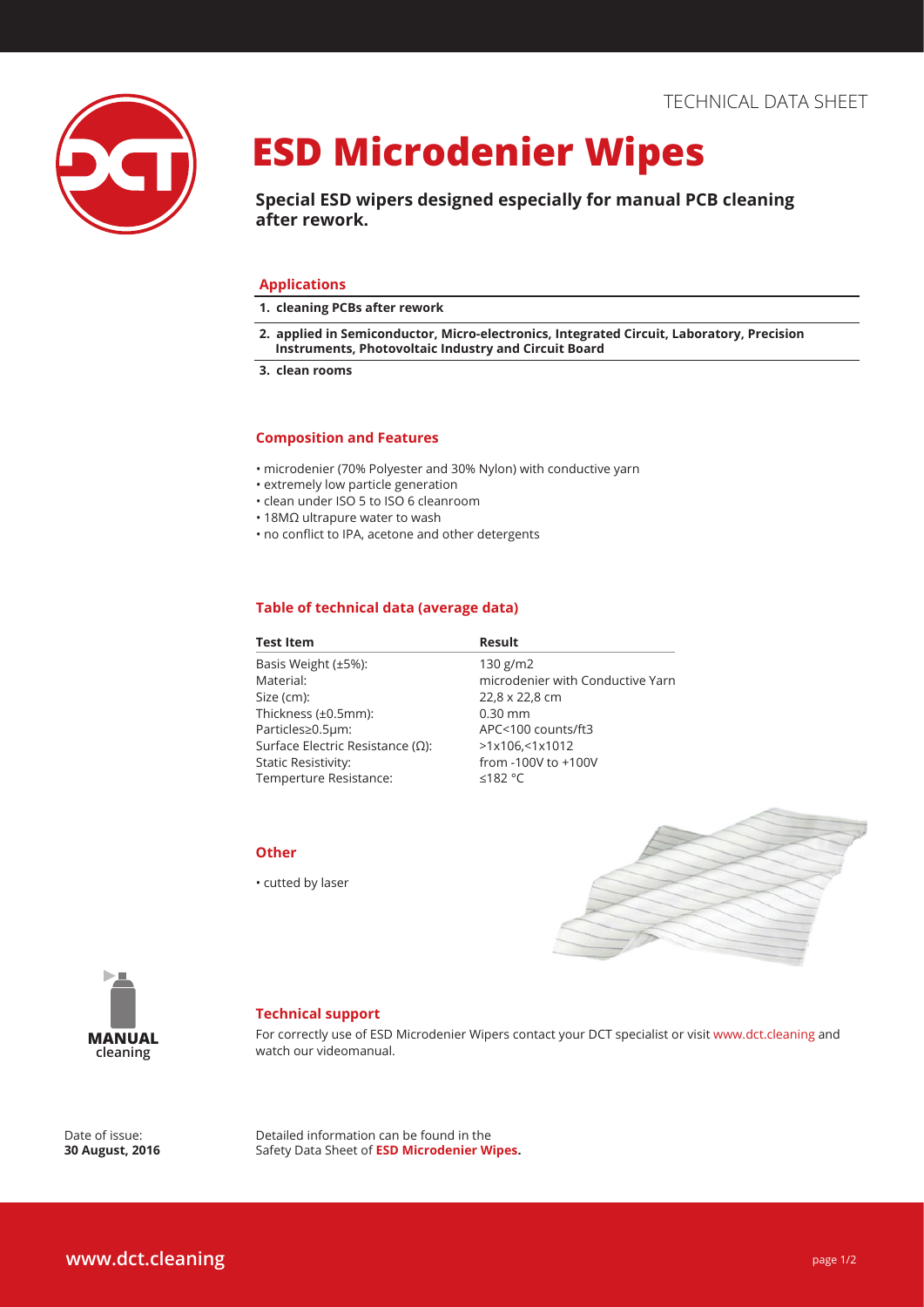TECHNICAL DATA SHEET

# ESD Microdenier Wipes

**Special ESD wipers designed especially for manual PCB cleaning after rework.**

## Applications

1. **cleaning PCBs after rework**
2. **applied in Semiconductor, Micro-electronics, Integrated Circuit, Laboratory, Precision Instruments, Photovoltaic Industry and Circuit Board**
3. **clean rooms**

## Composition and Features

- microdenier (70% Polyester and 30% Nylon) with conductive yarn
- extremely low particle generation
- clean under ISO 5 to ISO 6 cleanroom
- 18MΩ ultrapure water to wash
- no conflict to IPA, acetone and other detergents

## Table of technical data (average data)

| Test Item | Result |
|---|---|
| Basis Weight (±5%): | 130 g/m2 |
| Material: | microdenier with Conductive Yarn |
| Size (cm): | 22,8 x 22,8 cm |
| Thickness (±0.5mm): | 0.30 mm |
| Particles≥0.5μm: | APC<100 counts/ft3 |
| Surface Electric Resistance (Ω): | >1x106,<1x1012 |
| Static Resistivity: | from -100V to +100V |
| Temperture Resistance: | ≤182 °C |

## Other

- cutted by laser

MANUAL cleaning

## Technical support

For correctly use of ESD Microdenier Wipers contact your DCT specialist or visit www.dct.cleaning and watch our videomanual.

Date of issue:
**30 August, 2016**

Detailed information can be found in the Safety Data Sheet of **ESD Microdenier Wipes.**

www.dct.cleaning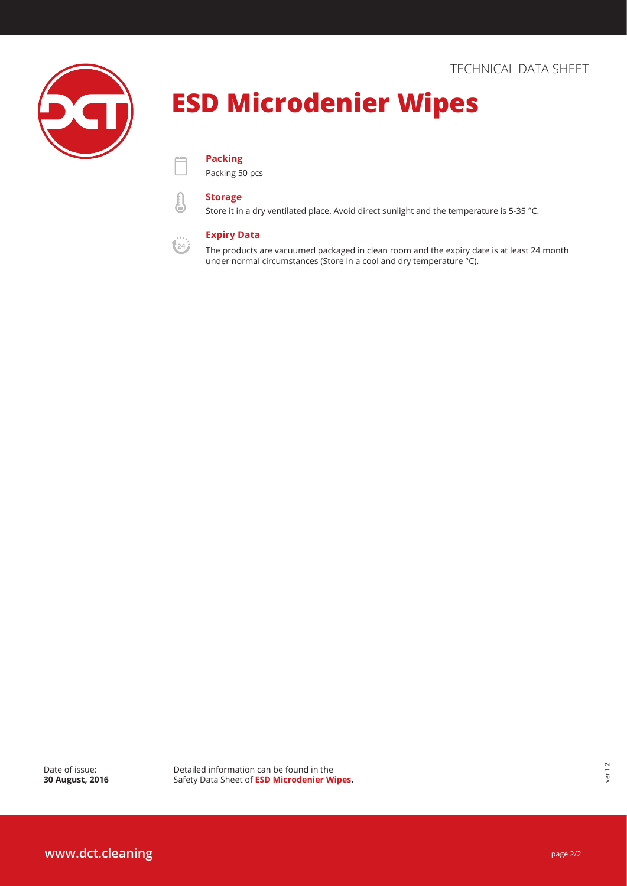TECHNICAL DATA SHEET

# ESD Microdenier Wipes

### Packing

Packing 50 pcs

### Storage

Store it in a dry ventilated place. Avoid direct sunlight and the temperature is 5-35 °C.

### Expiry Data

The products are vacuumed packaged in clean room and the expiry date is at least 24 month under normal circumstances (Store in a cool and dry temperature °C).

Date of issue:
**30 August, 2016**

Detailed information can be found in the Safety Data Sheet of **ESD Microdenier Wipes.**

ver 1.2

**www.dct.cleaning**